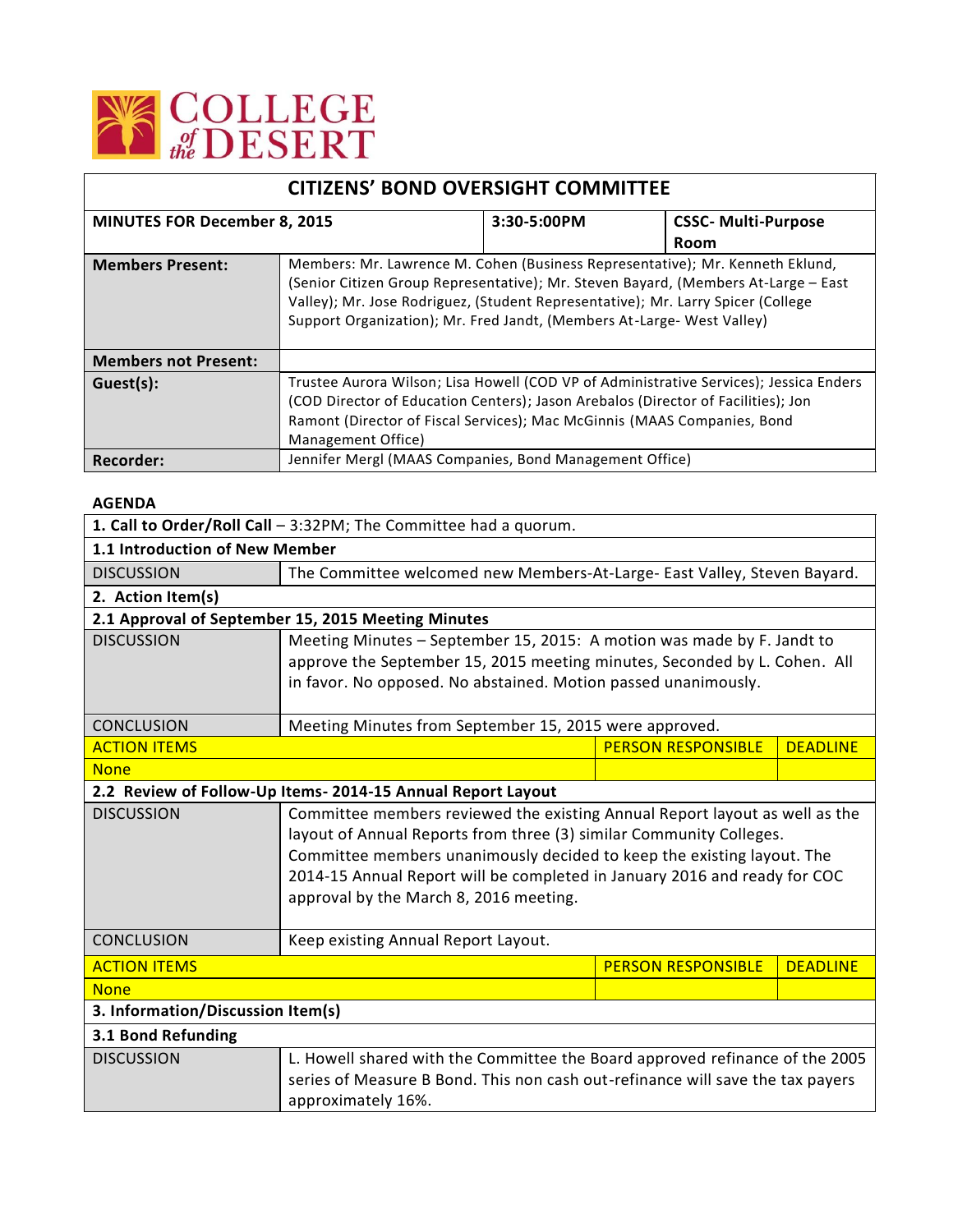COLLEGE of the DESERT

# CITIZENS' BOND OVERSIGHT COMMITTEE

| MINUTES FOR December 8, 2015 | 3:30-5:00PM | CSSC- Multi-Purpose Room |
|---|---|---|

| | |
|---|---|
| **Members Present:** | Members: Mr. Lawrence M. Cohen (Business Representative); Mr. Kenneth Eklund, (Senior Citizen Group Representative); Mr. Steven Bayard, (Members At-Large – East Valley); Mr. Jose Rodriguez, (Student Representative); Mr. Larry Spicer (College Support Organization); Mr. Fred Jandt, (Members At-Large- West Valley) |
| **Members not Present:** | |
| **Guest(s):** | Trustee Aurora Wilson; Lisa Howell (COD VP of Administrative Services); Jessica Enders (COD Director of Education Centers); Jason Arebalos (Director of Facilities); Jon Ramont (Director of Fiscal Services); Mac McGinnis (MAAS Companies, Bond Management Office) |
| **Recorder:** | Jennifer Mergl (MAAS Companies, Bond Management Office) |

**AGENDA**

| | | | |
|---|---|---|---|
| **1. Call to Order/Roll Call** – 3:32PM; The Committee had a quorum. | | | |
| **1.1 Introduction of New Member** | | | |
| DISCUSSION | The Committee welcomed new Members-At-Large- East Valley, Steven Bayard. | | |
| **2. Action Item(s)** | | | |
| **2.1 Approval of September 15, 2015 Meeting Minutes** | | | |
| DISCUSSION | Meeting Minutes – September 15, 2015: A motion was made by F. Jandt to approve the September 15, 2015 meeting minutes, Seconded by L. Cohen. All in favor. No opposed. No abstained. Motion passed unanimously. | | |
| CONCLUSION | Meeting Minutes from September 15, 2015 were approved. | | |
| ACTION ITEMS | | PERSON RESPONSIBLE | DEADLINE |
| None | | | |
| **2.2 Review of Follow-Up Items- 2014-15 Annual Report Layout** | | | |
| DISCUSSION | Committee members reviewed the existing Annual Report layout as well as the layout of Annual Reports from three (3) similar Community Colleges. Committee members unanimously decided to keep the existing layout. The 2014-15 Annual Report will be completed in January 2016 and ready for COC approval by the March 8, 2016 meeting. | | |
| CONCLUSION | Keep existing Annual Report Layout. | | |
| ACTION ITEMS | | PERSON RESPONSIBLE | DEADLINE |
| None | | | |
| **3. Information/Discussion Item(s)** | | | |
| **3.1 Bond Refunding** | | | |
| DISCUSSION | L. Howell shared with the Committee the Board approved refinance of the 2005 series of Measure B Bond. This non cash out-refinance will save the tax payers approximately 16%. | | |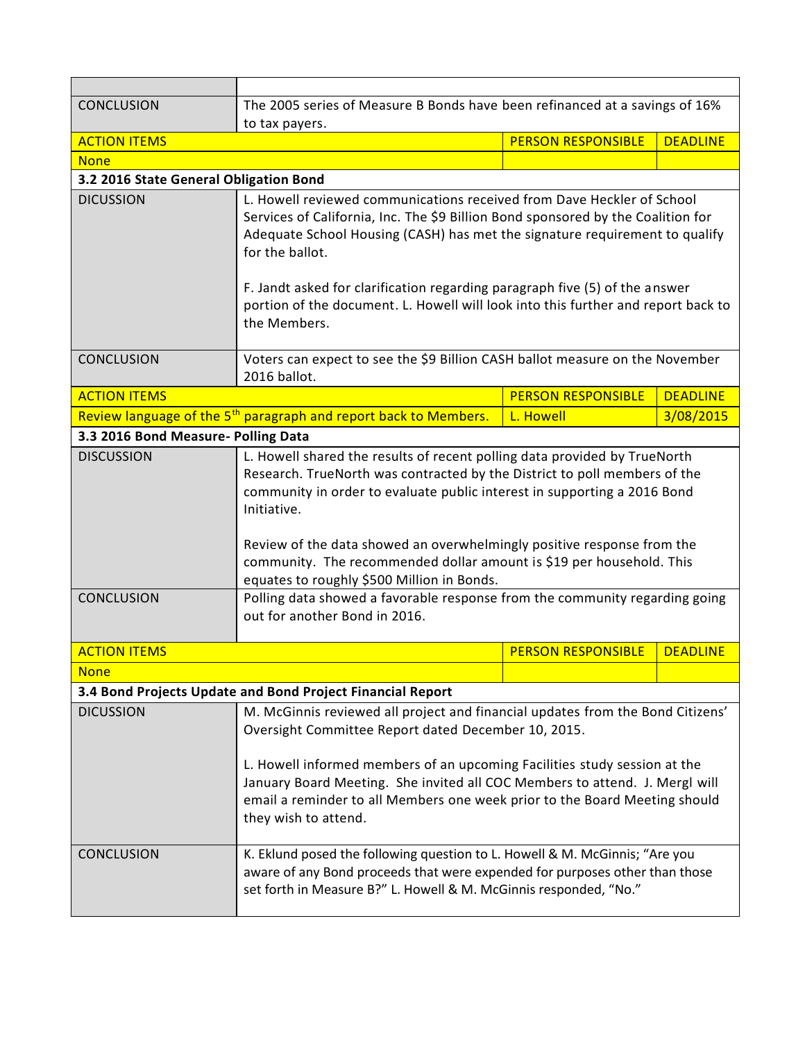| | | | |
|---|---|---|---|
| CONCLUSION | The 2005 series of Measure B Bonds have been refinanced at a savings of 16% to tax payers. | | |
| ACTION ITEMS | | PERSON RESPONSIBLE | DEADLINE |
| None | | | |
| **3.2 2016 State General Obligation Bond** | | | |
| DICUSSION | L. Howell reviewed communications received from Dave Heckler of School Services of California, Inc. The $9 Billion Bond sponsored by the Coalition for Adequate School Housing (CASH) has met the signature requirement to qualify for the ballot.<br><br>F. Jandt asked for clarification regarding paragraph five (5) of the answer portion of the document. L. Howell will look into this further and report back to the Members. | | |
| CONCLUSION | Voters can expect to see the $9 Billion CASH ballot measure on the November 2016 ballot. | | |
| ACTION ITEMS | | PERSON RESPONSIBLE | DEADLINE |
| Review language of the 5th paragraph and report back to Members. | | L. Howell | 3/08/2015 |
| **3.3 2016 Bond Measure- Polling Data** | | | |
| DICUSSION | L. Howell shared the results of recent polling data provided by TrueNorth Research. TrueNorth was contracted by the District to poll members of the community in order to evaluate public interest in supporting a 2016 Bond Initiative.<br><br>Review of the data showed an overwhelmingly positive response from the community. The recommended dollar amount is $19 per household. This equates to roughly $500 Million in Bonds. | | |
| CONCLUSION | Polling data showed a favorable response from the community regarding going out for another Bond in 2016. | | |
| ACTION ITEMS | | PERSON RESPONSIBLE | DEADLINE |
| None | | | |
| **3.4 Bond Projects Update and Bond Project Financial Report** | | | |
| DICUSSION | M. McGinnis reviewed all project and financial updates from the Bond Citizens' Oversight Committee Report dated December 10, 2015.<br><br>L. Howell informed members of an upcoming Facilities study session at the January Board Meeting. She invited all COC Members to attend. J. Mergl will email a reminder to all Members one week prior to the Board Meeting should they wish to attend. | | |
| CONCLUSION | K. Eklund posed the following question to L. Howell & M. McGinnis; "Are you aware of any Bond proceeds that were expended for purposes other than those set forth in Measure B?" L. Howell & M. McGinnis responded, "No." | | |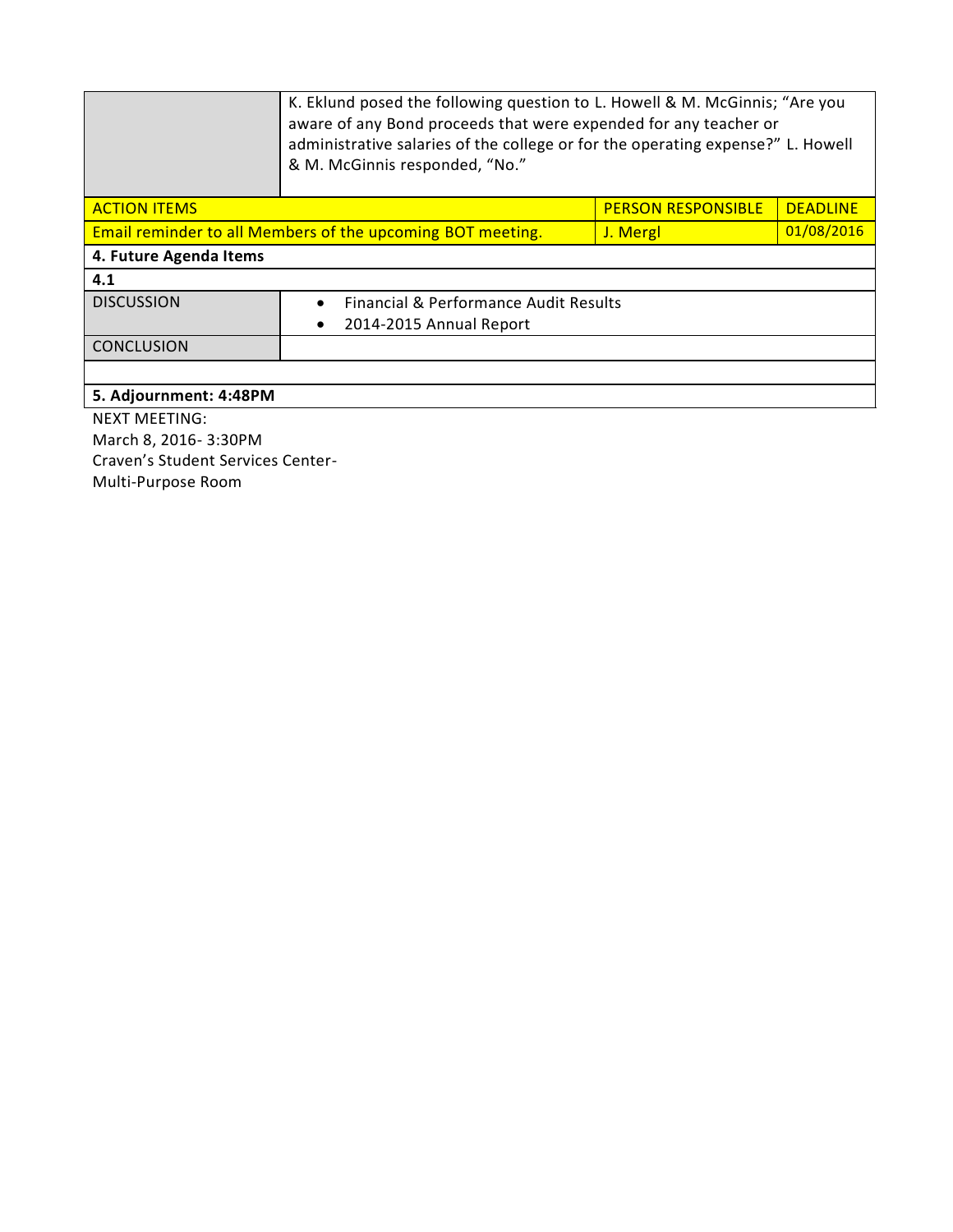| | |
|---|---|
| | K. Eklund posed the following question to L. Howell & M. McGinnis; "Are you aware of any Bond proceeds that were expended for any teacher or administrative salaries of the college or for the operating expense?" L. Howell & M. McGinnis responded, "No." |

| ACTION ITEMS | PERSON RESPONSIBLE | DEADLINE |
|---|---|---|
| Email reminder to all Members of the upcoming BOT meeting. | J. Mergl | 01/08/2016 |

**4. Future Agenda Items**

**4.1**

| | |
|---|---|
| DISCUSSION | • Financial & Performance Audit Results<br>• 2014-2015 Annual Report |
| CONCLUSION | |

**5. Adjournment: 4:48PM**

NEXT MEETING:
March 8, 2016- 3:30PM
Craven's Student Services Center-
Multi-Purpose Room